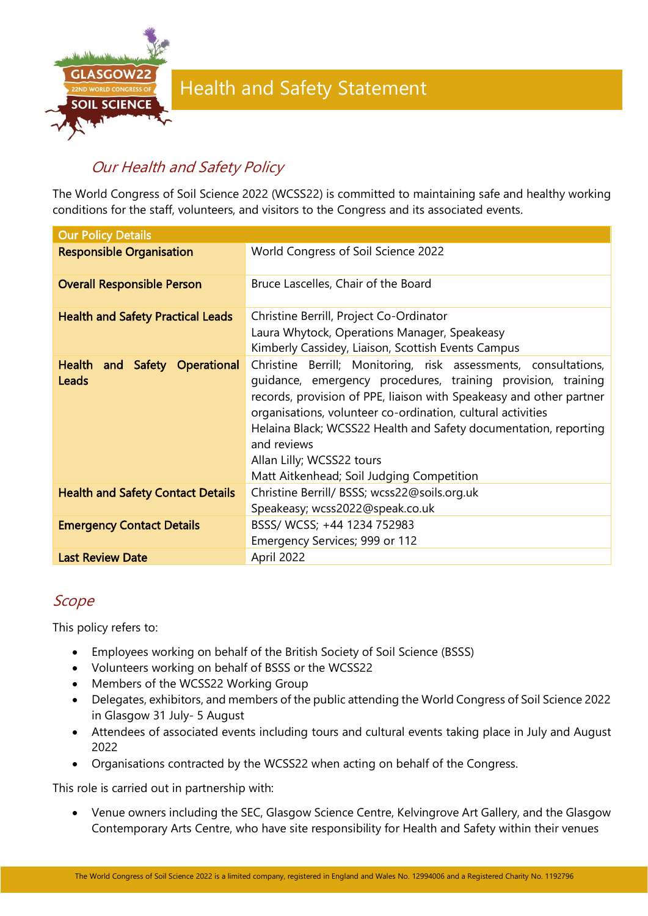# Health and Safety Statement

## *Our Health and Safety Policy*

The World Congress of Soil Science 2022 (WCSS22) is committed to maintaining safe and healthy working conditions for the staff, volunteers, and visitors to the Congress and its associated events.

| Our Policy Details | |
|---|---|
| **Responsible Organisation** | World Congress of Soil Science 2022 |
| **Overall Responsible Person** | Bruce Lascelles, Chair of the Board |
| **Health and Safety Practical Leads** | Christine Berrill, Project Co-Ordinator<br>Laura Whytock, Operations Manager, Speakeasy<br>Kimberly Cassidey, Liaison, Scottish Events Campus |
| **Health and Safety Operational Leads** | Christine Berrill; Monitoring, risk assessments, consultations, guidance, emergency procedures, training provision, training records, provision of PPE, liaison with Speakeasy and other partner organisations, volunteer co-ordination, cultural activities<br>Helaina Black; WCSS22 Health and Safety documentation, reporting and reviews<br>Allan Lilly; WCSS22 tours<br>Matt Aitkenhead; Soil Judging Competition |
| **Health and Safety Contact Details** | Christine Berrill/ BSSS; wcss22@soils.org.uk<br>Speakeasy; wcss2022@speak.co.uk |
| **Emergency Contact Details** | BSSS/ WCSS; +44 1234 752983<br>Emergency Services; 999 or 112 |
| **Last Review Date** | April 2022 |

## *Scope*

This policy refers to:

- Employees working on behalf of the British Society of Soil Science (BSSS)
- Volunteers working on behalf of BSSS or the WCSS22
- Members of the WCSS22 Working Group
- Delegates, exhibitors, and members of the public attending the World Congress of Soil Science 2022 in Glasgow 31 July- 5 August
- Attendees of associated events including tours and cultural events taking place in July and August 2022
- Organisations contracted by the WCSS22 when acting on behalf of the Congress.

This role is carried out in partnership with:

- Venue owners including the SEC, Glasgow Science Centre, Kelvingrove Art Gallery, and the Glasgow Contemporary Arts Centre, who have site responsibility for Health and Safety within their venues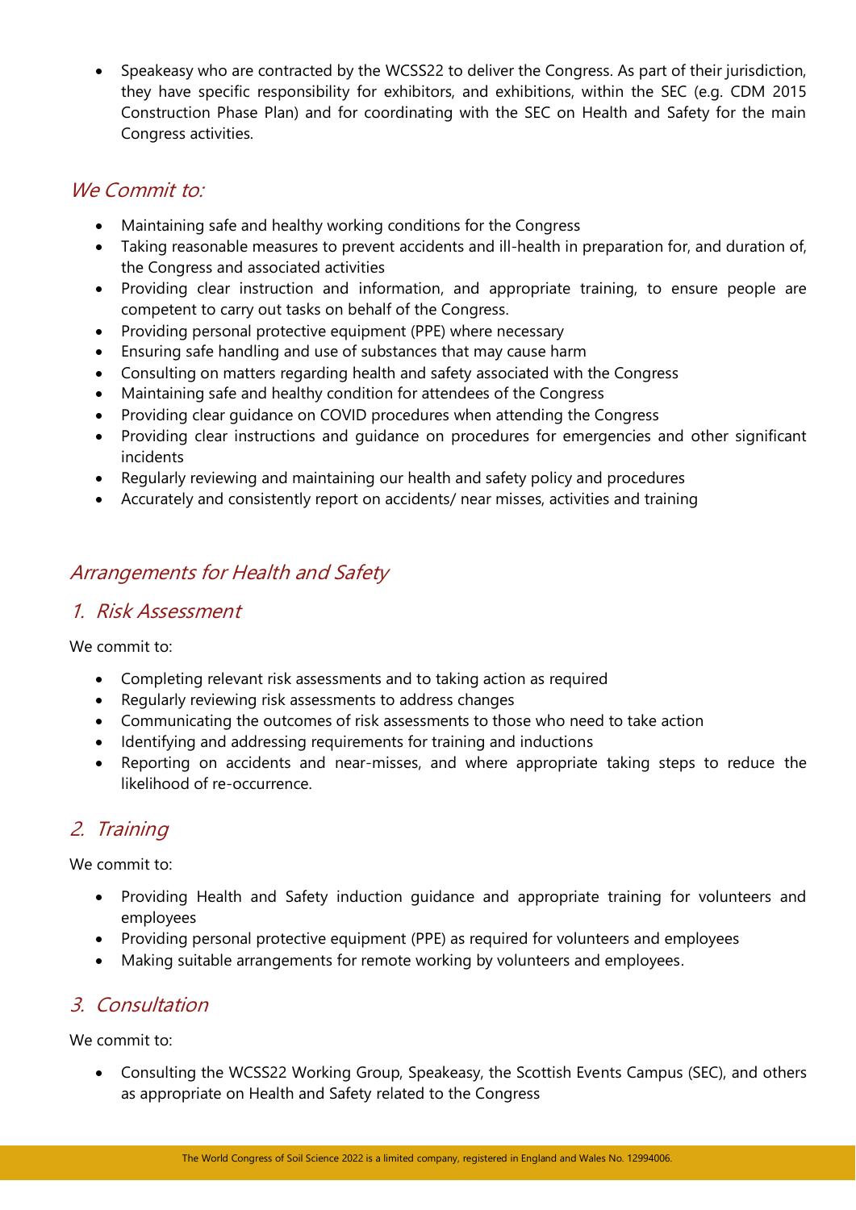- Speakeasy who are contracted by the WCSS22 to deliver the Congress. As part of their jurisdiction, they have specific responsibility for exhibitors, and exhibitions, within the SEC (e.g. CDM 2015 Construction Phase Plan) and for coordinating with the SEC on Health and Safety for the main Congress activities.

## *We Commit to:*

- Maintaining safe and healthy working conditions for the Congress
- Taking reasonable measures to prevent accidents and ill-health in preparation for, and duration of, the Congress and associated activities
- Providing clear instruction and information, and appropriate training, to ensure people are competent to carry out tasks on behalf of the Congress.
- Providing personal protective equipment (PPE) where necessary
- Ensuring safe handling and use of substances that may cause harm
- Consulting on matters regarding health and safety associated with the Congress
- Maintaining safe and healthy condition for attendees of the Congress
- Providing clear guidance on COVID procedures when attending the Congress
- Providing clear instructions and guidance on procedures for emergencies and other significant incidents
- Regularly reviewing and maintaining our health and safety policy and procedures
- Accurately and consistently report on accidents/ near misses, activities and training

## *Arrangements for Health and Safety*

### *1. Risk Assessment*

We commit to:

- Completing relevant risk assessments and to taking action as required
- Regularly reviewing risk assessments to address changes
- Communicating the outcomes of risk assessments to those who need to take action
- Identifying and addressing requirements for training and inductions
- Reporting on accidents and near-misses, and where appropriate taking steps to reduce the likelihood of re-occurrence.

### *2. Training*

We commit to:

- Providing Health and Safety induction guidance and appropriate training for volunteers and employees
- Providing personal protective equipment (PPE) as required for volunteers and employees
- Making suitable arrangements for remote working by volunteers and employees.

### *3. Consultation*

We commit to:

- Consulting the WCSS22 Working Group, Speakeasy, the Scottish Events Campus (SEC), and others as appropriate on Health and Safety related to the Congress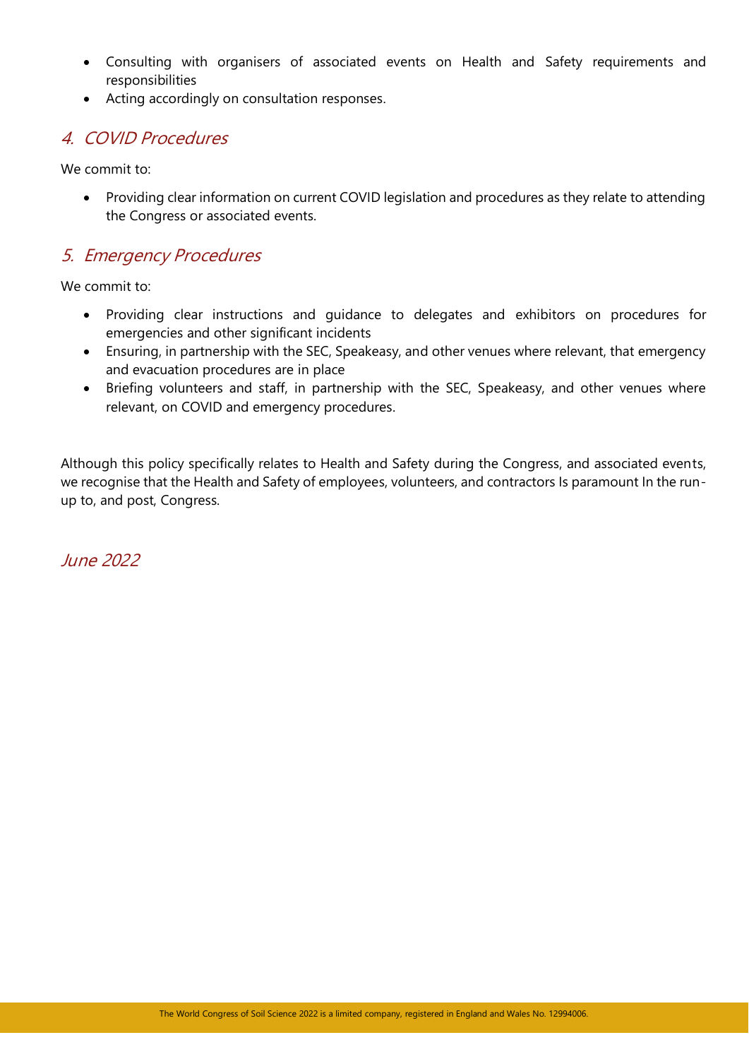- Consulting with organisers of associated events on Health and Safety requirements and responsibilities
- Acting accordingly on consultation responses.

## 4. COVID Procedures

We commit to:

- Providing clear information on current COVID legislation and procedures as they relate to attending the Congress or associated events.

## 5. Emergency Procedures

We commit to:

- Providing clear instructions and guidance to delegates and exhibitors on procedures for emergencies and other significant incidents
- Ensuring, in partnership with the SEC, Speakeasy, and other venues where relevant, that emergency and evacuation procedures are in place
- Briefing volunteers and staff, in partnership with the SEC, Speakeasy, and other venues where relevant, on COVID and emergency procedures.

Although this policy specifically relates to Health and Safety during the Congress, and associated events, we recognise that the Health and Safety of employees, volunteers, and contractors Is paramount In the run-up to, and post, Congress.

*June 2022*

The World Congress of Soil Science 2022 is a limited company, registered in England and Wales No. 12994006.